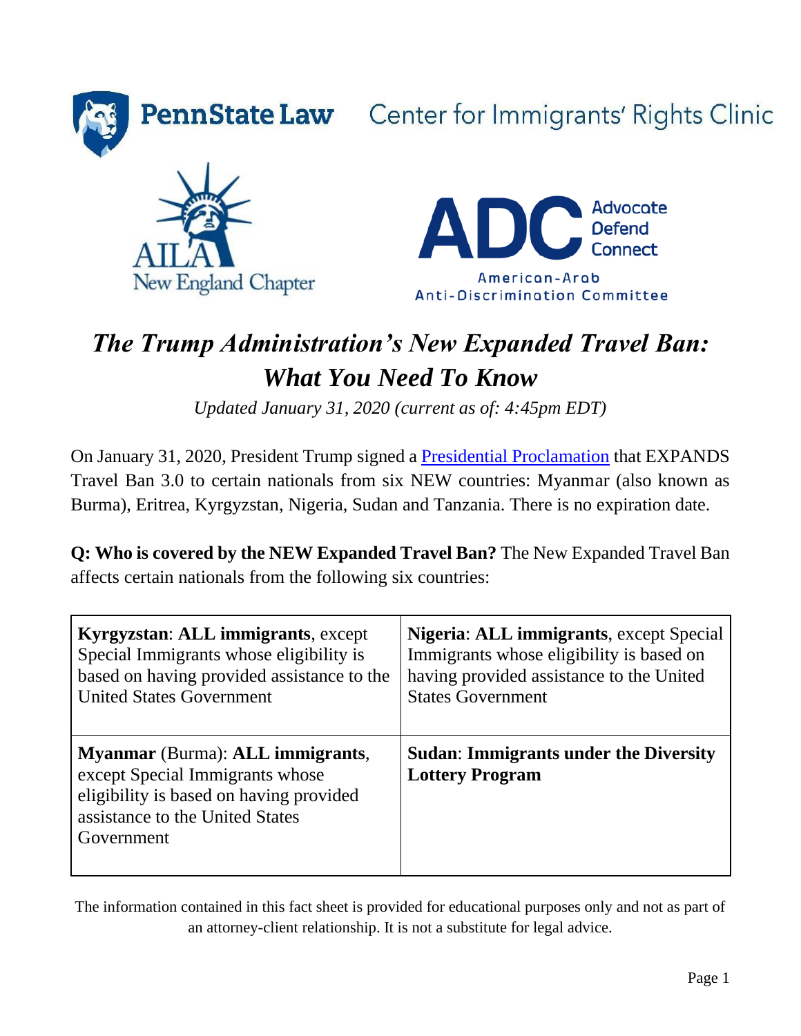PennState Law Center for Immigrants' Rights Clinic

AILA New England Chapter

ADC Advocate Defend Connect
American-Arab Anti-Discrimination Committee

# *The Trump Administration's New Expanded Travel Ban: What You Need To Know*

*Updated January 31, 2020 (current as of: 4:45pm EDT)*

On January 31, 2020, President Trump signed a [Presidential Proclamation]() that EXPANDS Travel Ban 3.0 to certain nationals from six NEW countries: Myanmar (also known as Burma), Eritrea, Kyrgyzstan, Nigeria, Sudan and Tanzania. There is no expiration date.

**Q: Who is covered by the NEW Expanded Travel Ban?** The New Expanded Travel Ban affects certain nationals from the following six countries:

| | |
|---|---|
| **Kyrgyzstan**: **ALL immigrants**, except Special Immigrants whose eligibility is based on having provided assistance to the United States Government | **Nigeria**: **ALL immigrants**, except Special Immigrants whose eligibility is based on having provided assistance to the United States Government |
| **Myanmar** (Burma): **ALL immigrants**, except Special Immigrants whose eligibility is based on having provided assistance to the United States Government | **Sudan**: **Immigrants under the Diversity Lottery Program** |

The information contained in this fact sheet is provided for educational purposes only and not as part of an attorney-client relationship. It is not a substitute for legal advice.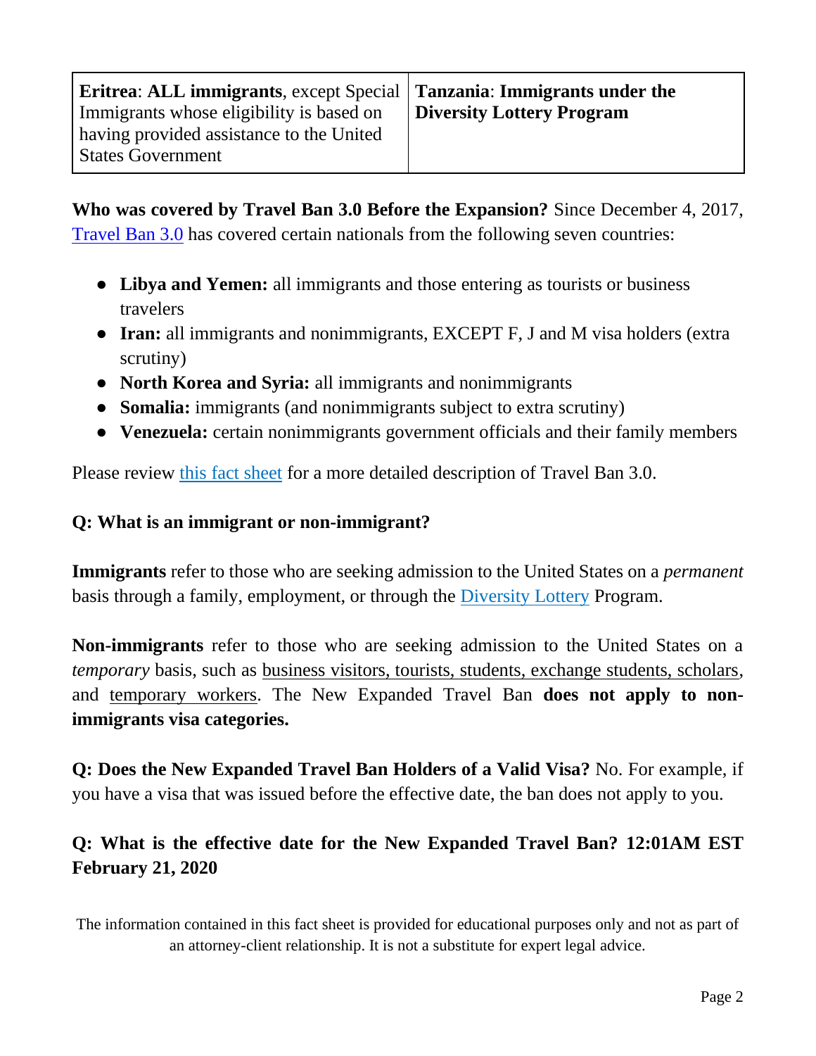| **Eritrea**: **ALL immigrants**, except Special Immigrants whose eligibility is based on having provided assistance to the United States Government | **Tanzania**: **Immigrants under the Diversity Lottery Program** |
| --- | --- |

**Who was covered by Travel Ban 3.0 Before the Expansion?** Since December 4, 2017, Travel Ban 3.0 has covered certain nationals from the following seven countries:

- **Libya and Yemen:** all immigrants and those entering as tourists or business travelers
- **Iran:** all immigrants and nonimmigrants, EXCEPT F, J and M visa holders (extra scrutiny)
- **North Korea and Syria:** all immigrants and nonimmigrants
- **Somalia:** immigrants (and nonimmigrants subject to extra scrutiny)
- **Venezuela:** certain nonimmigrants government officials and their family members

Please review this fact sheet for a more detailed description of Travel Ban 3.0.

**Q: What is an immigrant or non-immigrant?**

**Immigrants** refer to those who are seeking admission to the United States on a *permanent* basis through a family, employment, or through the Diversity Lottery Program.

**Non-immigrants** refer to those who are seeking admission to the United States on a *temporary* basis, such as business visitors, tourists, students, exchange students, scholars, and temporary workers. The New Expanded Travel Ban **does not apply to non-immigrants visa categories.**

**Q: Does the New Expanded Travel Ban Holders of a Valid Visa?** No. For example, if you have a visa that was issued before the effective date, the ban does not apply to you.

**Q: What is the effective date for the New Expanded Travel Ban? 12:01AM EST February 21, 2020**

The information contained in this fact sheet is provided for educational purposes only and not as part of an attorney-client relationship. It is not a substitute for expert legal advice.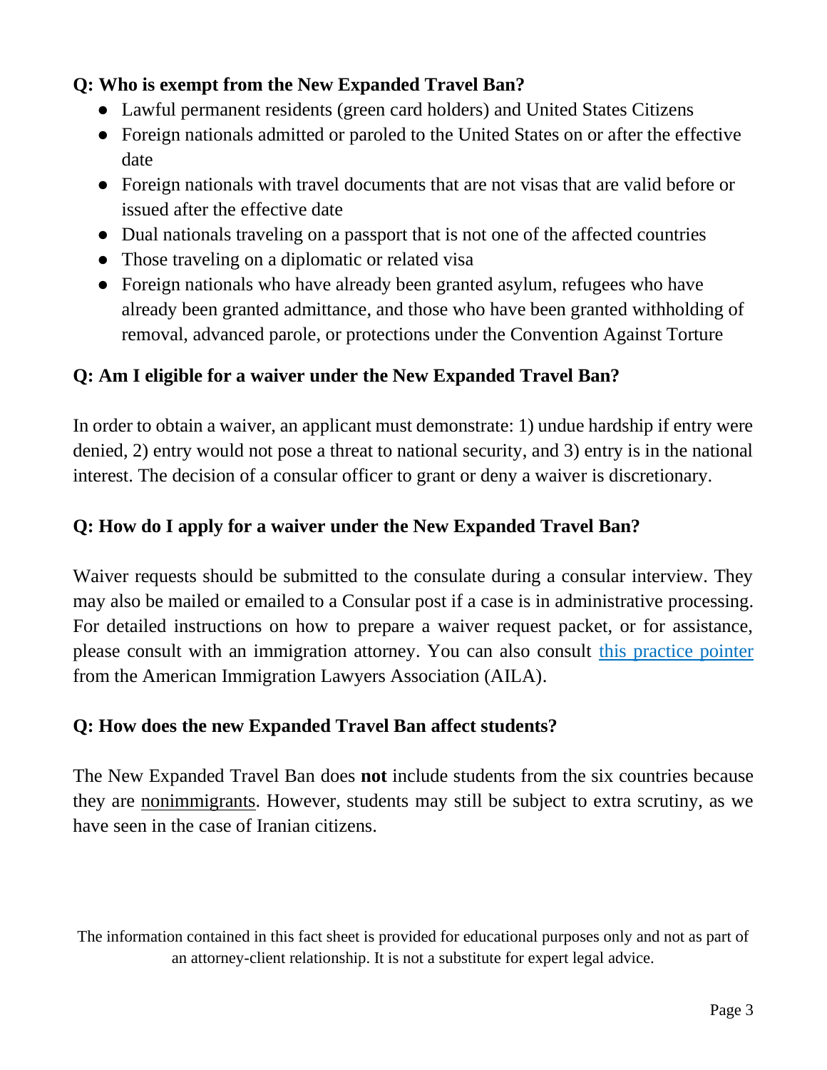**Q: Who is exempt from the New Expanded Travel Ban?**

- Lawful permanent residents (green card holders) and United States Citizens
- Foreign nationals admitted or paroled to the United States on or after the effective date
- Foreign nationals with travel documents that are not visas that are valid before or issued after the effective date
- Dual nationals traveling on a passport that is not one of the affected countries
- Those traveling on a diplomatic or related visa
- Foreign nationals who have already been granted asylum, refugees who have already been granted admittance, and those who have been granted withholding of removal, advanced parole, or protections under the Convention Against Torture

**Q: Am I eligible for a waiver under the New Expanded Travel Ban?**

In order to obtain a waiver, an applicant must demonstrate: 1) undue hardship if entry were denied, 2) entry would not pose a threat to national security, and 3) entry is in the national interest. The decision of a consular officer to grant or deny a waiver is discretionary.

**Q: How do I apply for a waiver under the New Expanded Travel Ban?**

Waiver requests should be submitted to the consulate during a consular interview. They may also be mailed or emailed to a Consular post if a case is in administrative processing. For detailed instructions on how to prepare a waiver request packet, or for assistance, please consult with an immigration attorney. You can also consult this practice pointer from the American Immigration Lawyers Association (AILA).

**Q: How does the new Expanded Travel Ban affect students?**

The New Expanded Travel Ban does **not** include students from the six countries because they are nonimmigrants. However, students may still be subject to extra scrutiny, as we have seen in the case of Iranian citizens.

The information contained in this fact sheet is provided for educational purposes only and not as part of an attorney-client relationship. It is not a substitute for expert legal advice.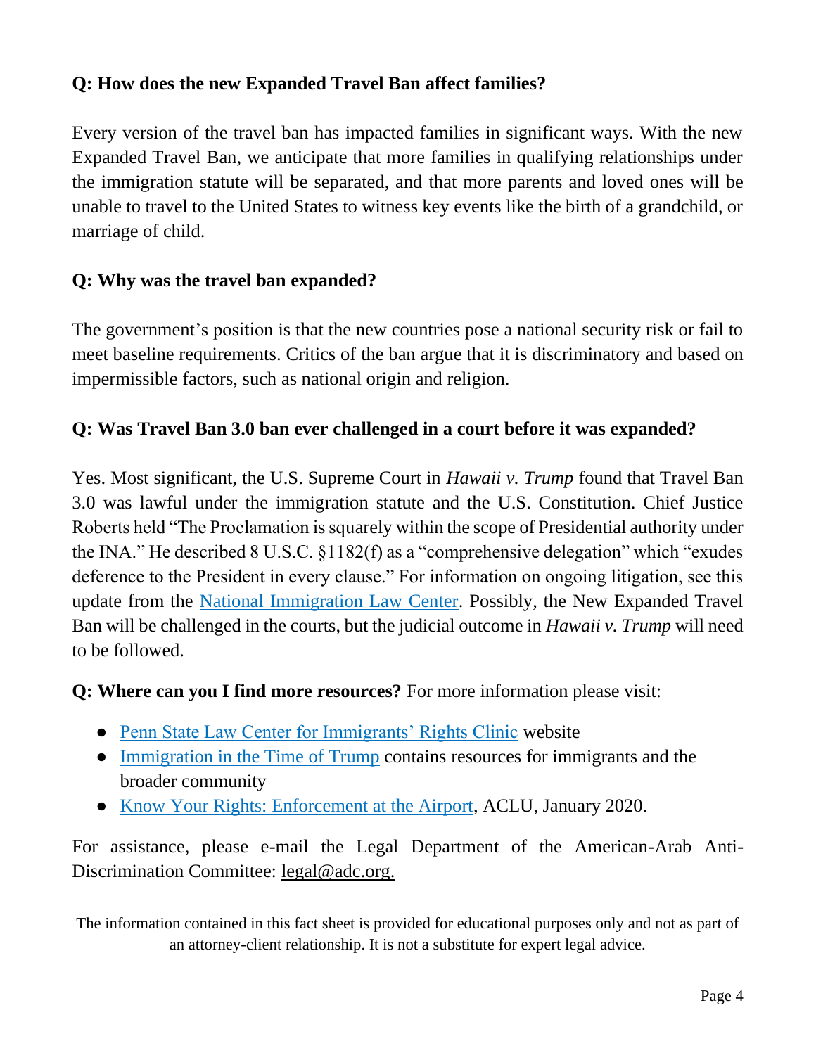**Q: How does the new Expanded Travel Ban affect families?**

Every version of the travel ban has impacted families in significant ways. With the new Expanded Travel Ban, we anticipate that more families in qualifying relationships under the immigration statute will be separated, and that more parents and loved ones will be unable to travel to the United States to witness key events like the birth of a grandchild, or marriage of child.

**Q: Why was the travel ban expanded?**

The government's position is that the new countries pose a national security risk or fail to meet baseline requirements. Critics of the ban argue that it is discriminatory and based on impermissible factors, such as national origin and religion.

**Q: Was Travel Ban 3.0 ban ever challenged in a court before it was expanded?**

Yes. Most significant, the U.S. Supreme Court in *Hawaii v. Trump* found that Travel Ban 3.0 was lawful under the immigration statute and the U.S. Constitution. Chief Justice Roberts held "The Proclamation is squarely within the scope of Presidential authority under the INA." He described 8 U.S.C. §1182(f) as a "comprehensive delegation" which "exudes deference to the President in every clause." For information on ongoing litigation, see this update from the National Immigration Law Center. Possibly, the New Expanded Travel Ban will be challenged in the courts, but the judicial outcome in *Hawaii v. Trump* will need to be followed.

**Q: Where can you I find more resources?** For more information please visit:

- Penn State Law Center for Immigrants' Rights Clinic website
- Immigration in the Time of Trump contains resources for immigrants and the broader community
- Know Your Rights: Enforcement at the Airport, ACLU, January 2020.

For assistance, please e-mail the Legal Department of the American-Arab Anti-Discrimination Committee: legal@adc.org.

The information contained in this fact sheet is provided for educational purposes only and not as part of an attorney-client relationship. It is not a substitute for expert legal advice.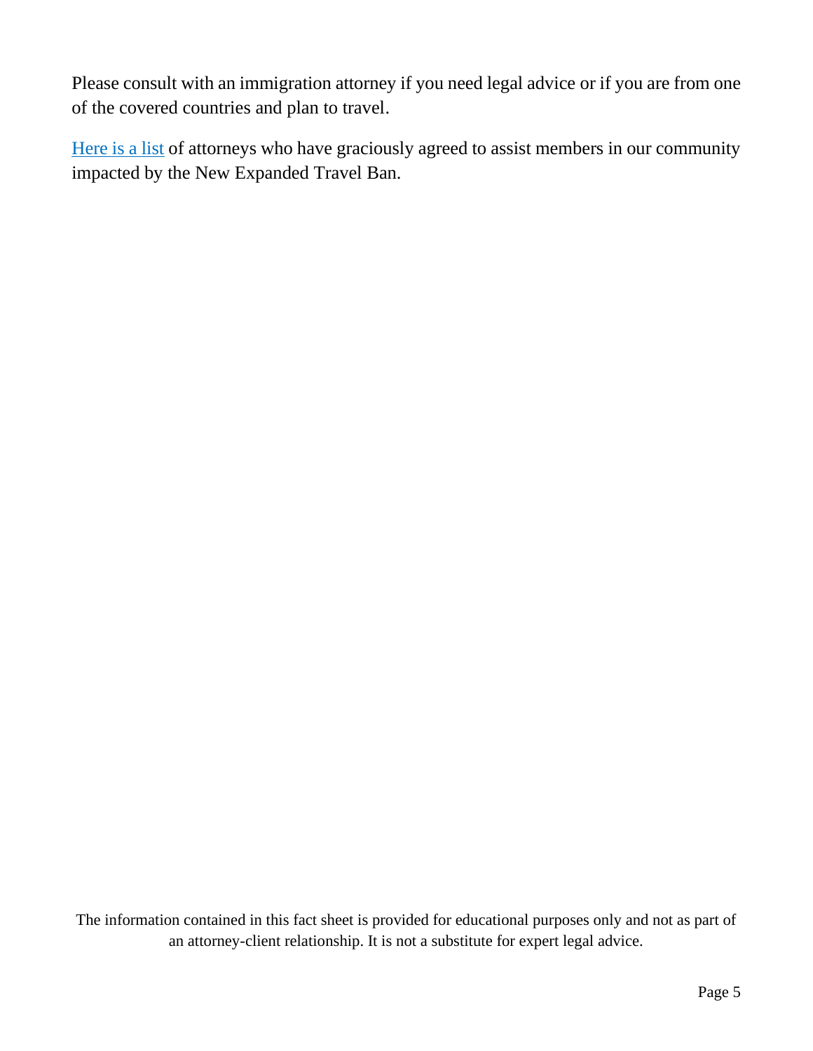Please consult with an immigration attorney if you need legal advice or if you are from one of the covered countries and plan to travel.

Here is a list of attorneys who have graciously agreed to assist members in our community impacted by the New Expanded Travel Ban.

The information contained in this fact sheet is provided for educational purposes only and not as part of an attorney-client relationship. It is not a substitute for expert legal advice.